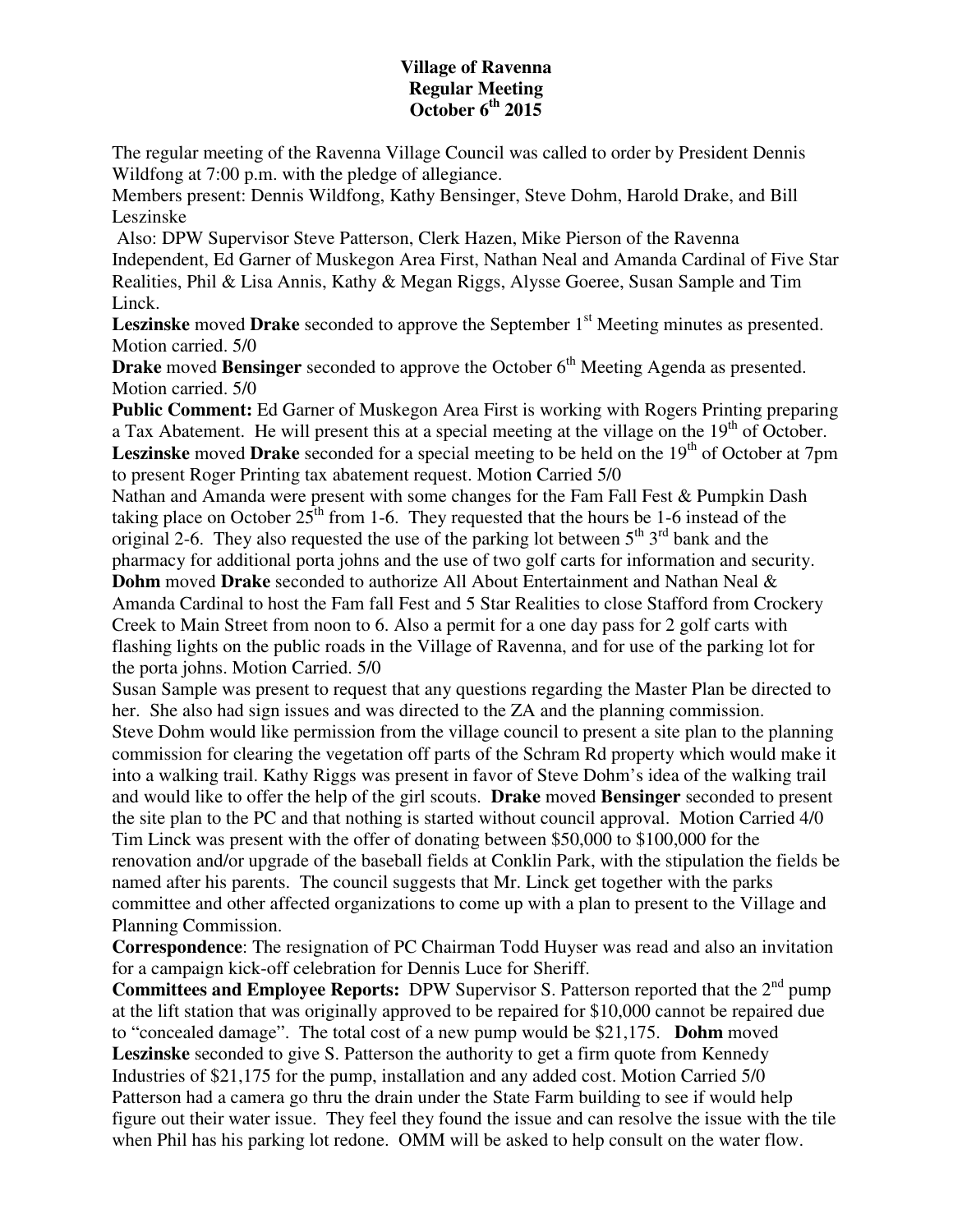**Village of Ravenna**
**Regular Meeting**
**October 6th 2015**

The regular meeting of the Ravenna Village Council was called to order by President Dennis Wildfong at 7:00 p.m. with the pledge of allegiance.

Members present: Dennis Wildfong, Kathy Bensinger, Steve Dohm, Harold Drake, and Bill Leszinske

Also: DPW Supervisor Steve Patterson, Clerk Hazen, Mike Pierson of the Ravenna Independent, Ed Garner of Muskegon Area First, Nathan Neal and Amanda Cardinal of Five Star Realities, Phil & Lisa Annis, Kathy & Megan Riggs, Alysse Goeree, Susan Sample and Tim Linck.

**Leszinske** moved **Drake** seconded to approve the September 1st Meeting minutes as presented. Motion carried. 5/0

**Drake** moved **Bensinger** seconded to approve the October 6th Meeting Agenda as presented. Motion carried. 5/0

**Public Comment:** Ed Garner of Muskegon Area First is working with Rogers Printing preparing a Tax Abatement. He will present this at a special meeting at the village on the 19th of October.

**Leszinske** moved **Drake** seconded for a special meeting to be held on the 19th of October at 7pm to present Roger Printing tax abatement request. Motion Carried 5/0

Nathan and Amanda were present with some changes for the Fam Fall Fest & Pumpkin Dash taking place on October 25th from 1-6. They requested that the hours be 1-6 instead of the original 2-6. They also requested the use of the parking lot between 5th 3rd bank and the pharmacy for additional porta johns and the use of two golf carts for information and security.

**Dohm** moved **Drake** seconded to authorize All About Entertainment and Nathan Neal & Amanda Cardinal to host the Fam fall Fest and 5 Star Realities to close Stafford from Crockery Creek to Main Street from noon to 6. Also a permit for a one day pass for 2 golf carts with flashing lights on the public roads in the Village of Ravenna, and for use of the parking lot for the porta johns. Motion Carried. 5/0

Susan Sample was present to request that any questions regarding the Master Plan be directed to her. She also had sign issues and was directed to the ZA and the planning commission.

Steve Dohm would like permission from the village council to present a site plan to the planning commission for clearing the vegetation off parts of the Schram Rd property which would make it into a walking trail. Kathy Riggs was present in favor of Steve Dohm's idea of the walking trail and would like to offer the help of the girl scouts. **Drake** moved **Bensinger** seconded to present the site plan to the PC and that nothing is started without council approval. Motion Carried 4/0

Tim Linck was present with the offer of donating between $50,000 to $100,000 for the renovation and/or upgrade of the baseball fields at Conklin Park, with the stipulation the fields be named after his parents. The council suggests that Mr. Linck get together with the parks committee and other affected organizations to come up with a plan to present to the Village and Planning Commission.

**Correspondence**: The resignation of PC Chairman Todd Huyser was read and also an invitation for a campaign kick-off celebration for Dennis Luce for Sheriff.

**Committees and Employee Reports:** DPW Supervisor S. Patterson reported that the 2nd pump at the lift station that was originally approved to be repaired for $10,000 cannot be repaired due to "concealed damage". The total cost of a new pump would be $21,175. **Dohm** moved **Leszinske** seconded to give S. Patterson the authority to get a firm quote from Kennedy Industries of $21,175 for the pump, installation and any added cost. Motion Carried 5/0

Patterson had a camera go thru the drain under the State Farm building to see if would help figure out their water issue. They feel they found the issue and can resolve the issue with the tile when Phil has his parking lot redone. OMM will be asked to help consult on the water flow.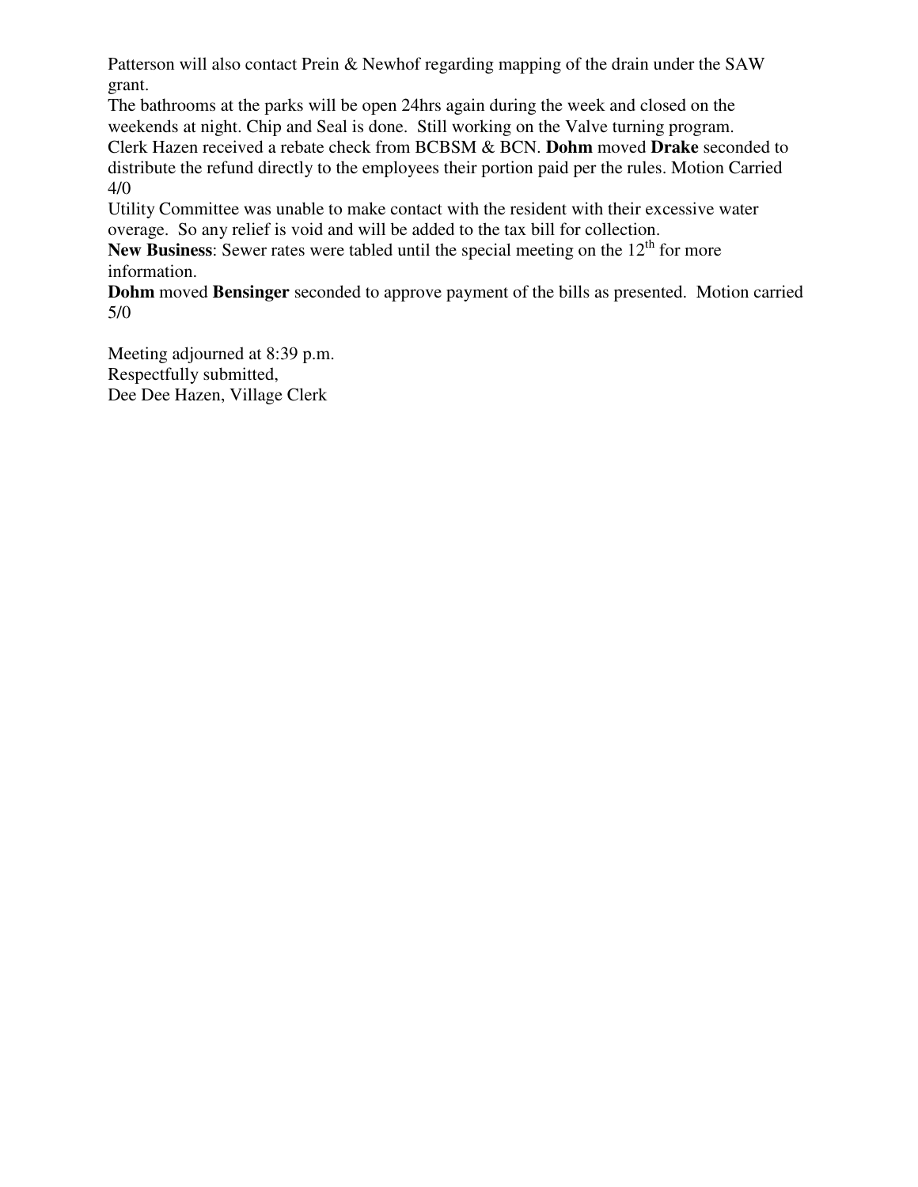Patterson will also contact Prein & Newhof regarding mapping of the drain under the SAW grant.

The bathrooms at the parks will be open 24hrs again during the week and closed on the weekends at night. Chip and Seal is done. Still working on the Valve turning program.

Clerk Hazen received a rebate check from BCBSM & BCN. **Dohm** moved **Drake** seconded to distribute the refund directly to the employees their portion paid per the rules. Motion Carried 4/0

Utility Committee was unable to make contact with the resident with their excessive water overage. So any relief is void and will be added to the tax bill for collection.

**New Business**: Sewer rates were tabled until the special meeting on the 12th for more information.

**Dohm** moved **Bensinger** seconded to approve payment of the bills as presented. Motion carried 5/0

Meeting adjourned at 8:39 p.m.
Respectfully submitted,
Dee Dee Hazen, Village Clerk